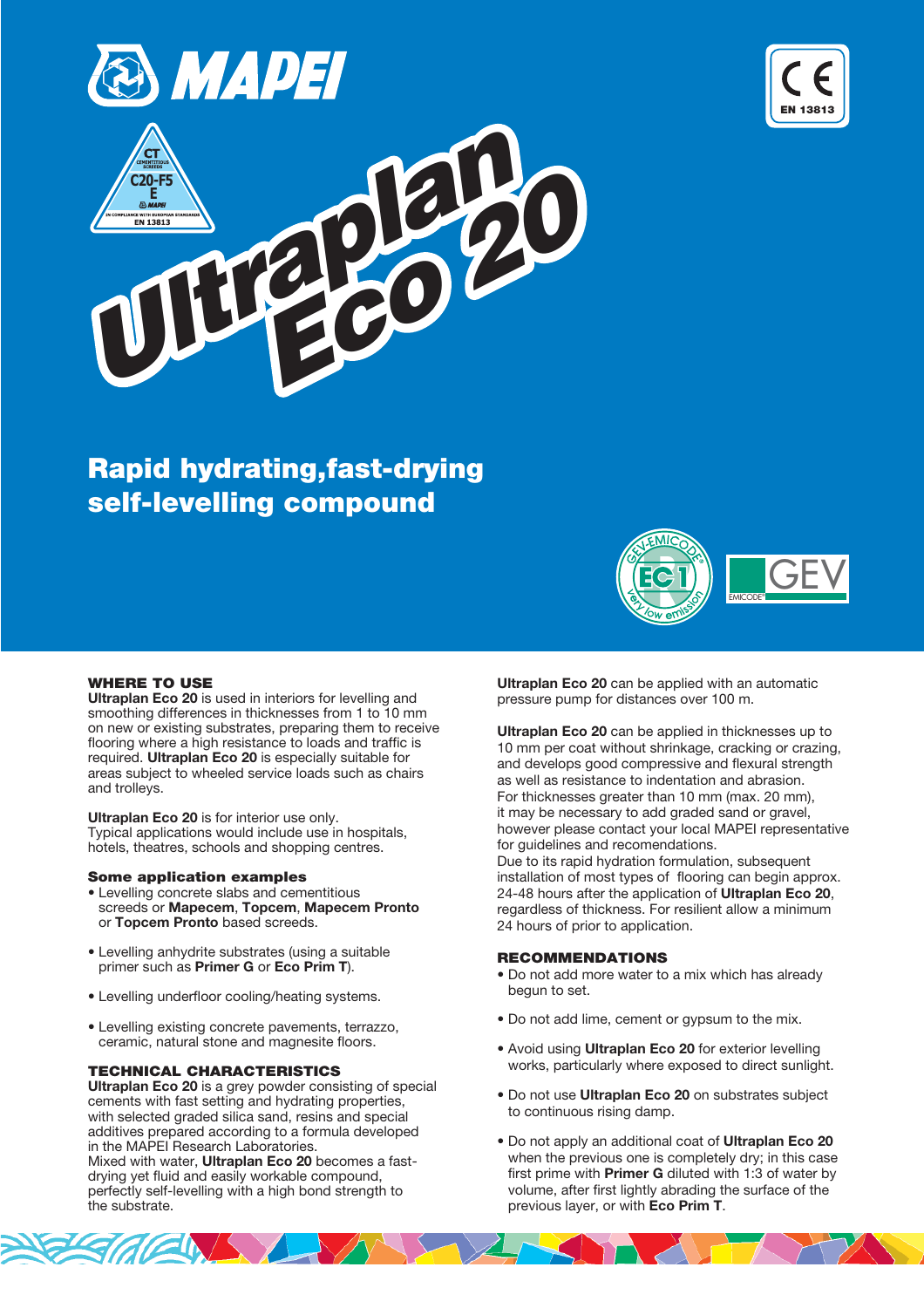# Ultraplan Eco 20

## Rapid hydrating, fast-drying self-levelling compound

### WHERE TO USE

**Ultraplan Eco 20** is used in interiors for levelling and smoothing differences in thicknesses from 1 to 10 mm on new or existing substrates, preparing them to receive flooring where a high resistance to loads and traffic is required. **Ultraplan Eco 20** is especially suitable for areas subject to wheeled service loads such as chairs and trolleys.

**Ultraplan Eco 20** is for interior use only.
Typical applications would include use in hospitals, hotels, theatres, schools and shopping centres.

#### Some application examples

- Levelling concrete slabs and cementitious screeds or **Mapecem**, **Topcem**, **Mapecem Pronto** or **Topcem Pronto** based screeds.
- Levelling anhydrite substrates (using a suitable primer such as **Primer G** or **Eco Prim T**).
- Levelling underfloor cooling/heating systems.
- Levelling existing concrete pavements, terrazzo, ceramic, natural stone and magnesite floors.

### TECHNICAL CHARACTERISTICS

**Ultraplan Eco 20** is a grey powder consisting of special cements with fast setting and hydrating properties, with selected graded silica sand, resins and special additives prepared according to a formula developed in the MAPEI Research Laboratories.
Mixed with water, **Ultraplan Eco 20** becomes a fast-drying yet fluid and easily workable compound, perfectly self-levelling with a high bond strength to the substrate.

**Ultraplan Eco 20** can be applied with an automatic pressure pump for distances over 100 m.

**Ultraplan Eco 20** can be applied in thicknesses up to 10 mm per coat without shrinkage, cracking or crazing, and develops good compressive and flexural strength as well as resistance to indentation and abrasion.
For thicknesses greater than 10 mm (max. 20 mm), it may be necessary to add graded sand or gravel, however please contact your local MAPEI representative for guidelines and recomendations.
Due to its rapid hydration formulation, subsequent installation of most types of flooring can begin approx. 24-48 hours after the application of **Ultraplan Eco 20**, regardless of thickness. For resilient allow a minimum 24 hours of prior to application.

### RECOMMENDATIONS

- Do not add more water to a mix which has already begun to set.
- Do not add lime, cement or gypsum to the mix.
- Avoid using **Ultraplan Eco 20** for exterior levelling works, particularly where exposed to direct sunlight.
- Do not use **Ultraplan Eco 20** on substrates subject to continuous rising damp.
- Do not apply an additional coat of **Ultraplan Eco 20** when the previous one is completely dry; in this case first prime with **Primer G** diluted with 1:3 of water by volume, after first lightly abrading the surface of the previous layer, or with **Eco Prim T**.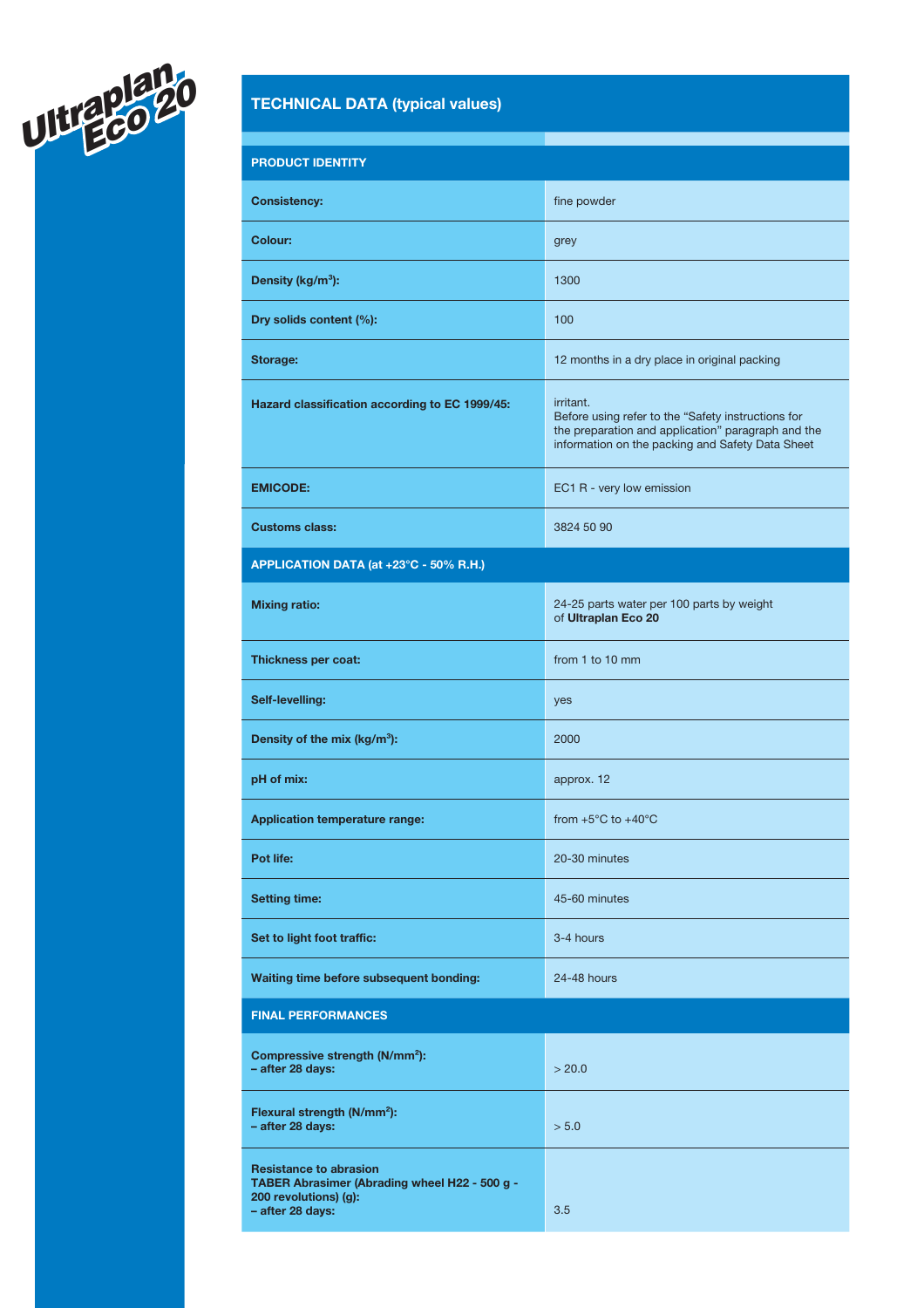Ultraplan Eco 20

| TECHNICAL DATA (typical values) | |
|---|---|
| **PRODUCT IDENTITY** | |
| **Consistency:** | fine powder |
| **Colour:** | grey |
| **Density (kg/m³):** | 1300 |
| **Dry solids content (%):** | 100 |
| **Storage:** | 12 months in a dry place in original packing |
| **Hazard classification according to EC 1999/45:** | irritant. Before using refer to the "Safety instructions for the preparation and application" paragraph and the information on the packing and Safety Data Sheet |
| **EMICODE:** | EC1 R - very low emission |
| **Customs class:** | 3824 50 90 |
| **APPLICATION DATA (at +23°C - 50% R.H.)** | |
| **Mixing ratio:** | 24-25 parts water per 100 parts by weight of **Ultraplan Eco 20** |
| **Thickness per coat:** | from 1 to 10 mm |
| **Self-levelling:** | yes |
| **Density of the mix (kg/m³):** | 2000 |
| **pH of mix:** | approx. 12 |
| **Application temperature range:** | from +5°C to +40°C |
| **Pot life:** | 20-30 minutes |
| **Setting time:** | 45-60 minutes |
| **Set to light foot traffic:** | 3-4 hours |
| **Waiting time before subsequent bonding:** | 24-48 hours |
| **FINAL PERFORMANCES** | |
| **Compressive strength (N/mm²):** **– after 28 days:** | > 20.0 |
| **Flexural strength (N/mm²):** **– after 28 days:** | > 5.0 |
| **Resistance to abrasion TABER Abrasimer (Abrading wheel H22 - 500 g - 200 revolutions) (g):** **– after 28 days:** | 3.5 |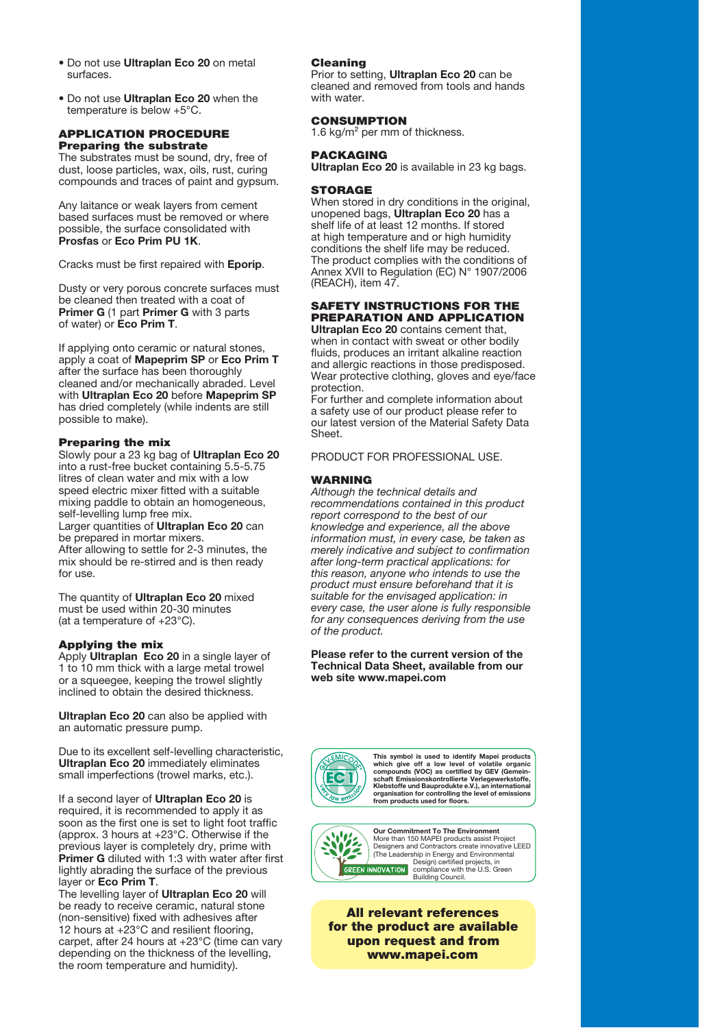- Do not use **Ultraplan Eco 20** on metal surfaces.
- Do not use **Ultraplan Eco 20** when the temperature is below +5°C.

## APPLICATION PROCEDURE

### Preparing the substrate

The substrates must be sound, dry, free of dust, loose particles, wax, oils, rust, curing compounds and traces of paint and gypsum.

Any laitance or weak layers from cement based surfaces must be removed or where possible, the surface consolidated with **Prosfas** or **Eco Prim PU 1K**.

Cracks must be first repaired with **Eporip**.

Dusty or very porous concrete surfaces must be cleaned then treated with a coat of **Primer G** (1 part **Primer G** with 3 parts of water) or **Eco Prim T**.

If applying onto ceramic or natural stones, apply a coat of **Mapeprim SP** or **Eco Prim T** after the surface has been thoroughly cleaned and/or mechanically abraded. Level with **Ultraplan Eco 20** before **Mapeprim SP** has dried completely (while indents are still possible to make).

### Preparing the mix

Slowly pour a 23 kg bag of **Ultraplan Eco 20** into a rust-free bucket containing 5.5-5.75 litres of clean water and mix with a low speed electric mixer fitted with a suitable mixing paddle to obtain an homogeneous, self-levelling lump free mix.
Larger quantities of **Ultraplan Eco 20** can be prepared in mortar mixers.
After allowing to settle for 2-3 minutes, the mix should be re-stirred and is then ready for use.

The quantity of **Ultraplan Eco 20** mixed must be used within 20-30 minutes (at a temperature of +23°C).

### Applying the mix

Apply **Ultraplan Eco 20** in a single layer of 1 to 10 mm thick with a large metal trowel or a squeegee, keeping the trowel slightly inclined to obtain the desired thickness.

**Ultraplan Eco 20** can also be applied with an automatic pressure pump.

Due to its excellent self-levelling characteristic, **Ultraplan Eco 20** immediately eliminates small imperfections (trowel marks, etc.).

If a second layer of **Ultraplan Eco 20** is required, it is recommended to apply it as soon as the first one is set to light foot traffic (approx. 3 hours at +23°C. Otherwise if the previous layer is completely dry, prime with **Primer G** diluted with 1:3 with water after first lightly abrading the surface of the previous layer or **Eco Prim T**.
The levelling layer of **Ultraplan Eco 20** will be ready to receive ceramic, natural stone (non-sensitive) fixed with adhesives after 12 hours at +23°C and resilient flooring, carpet, after 24 hours at +23°C (time can vary depending on the thickness of the levelling, the room temperature and humidity).

### Cleaning

Prior to setting, **Ultraplan Eco 20** can be cleaned and removed from tools and hands with water.

## CONSUMPTION

1.6 kg/m$^2$ per mm of thickness.

## PACKAGING

**Ultraplan Eco 20** is available in 23 kg bags.

## STORAGE

When stored in dry conditions in the original, unopened bags, **Ultraplan Eco 20** has a shelf life of at least 12 months. If stored at high temperature and or high humidity conditions the shelf life may be reduced.
The product complies with the conditions of Annex XVII to Regulation (EC) N° 1907/2006 (REACH), item 47.

## SAFETY INSTRUCTIONS FOR THE PREPARATION AND APPLICATION

**Ultraplan Eco 20** contains cement that, when in contact with sweat or other bodily fluids, produces an irritant alkaline reaction and allergic reactions in those predisposed. Wear protective clothing, gloves and eye/face protection.
For further and complete information about a safety use of our product please refer to our latest version of the Material Safety Data Sheet.

PRODUCT FOR PROFESSIONAL USE.

## WARNING

*Although the technical details and recommendations contained in this product report correspond to the best of our knowledge and experience, all the above information must, in every case, be taken as merely indicative and subject to confirmation after long-term practical applications: for this reason, anyone who intends to use the product must ensure beforehand that it is suitable for the envisaged application: in every case, the user alone is fully responsible for any consequences deriving from the use of the product.*

**Please refer to the current version of the Technical Data Sheet, available from our web site www.mapei.com**

GEV-EMICODE EC1 very low emission

**This symbol is used to identify Mapei products which give off a low level of volatile organic compounds (VOC) as certified by GEV (Gemeinschaft Emissionskontrollierte Verlegewerkstoffe, Klebstoffe und Bauprodukte e.V.), an international organisation for controlling the level of emissions from products used for floors.**

GREEN INNOVATION

**Our Commitment To The Environment**
More than 150 MAPEI products assist Project Designers and Contractors create innovative LEED (The Leadership in Energy and Environmental Design) certified projects, in compliance with the U.S. Green Building Council.

**All relevant references for the product are available upon request and from www.mapei.com**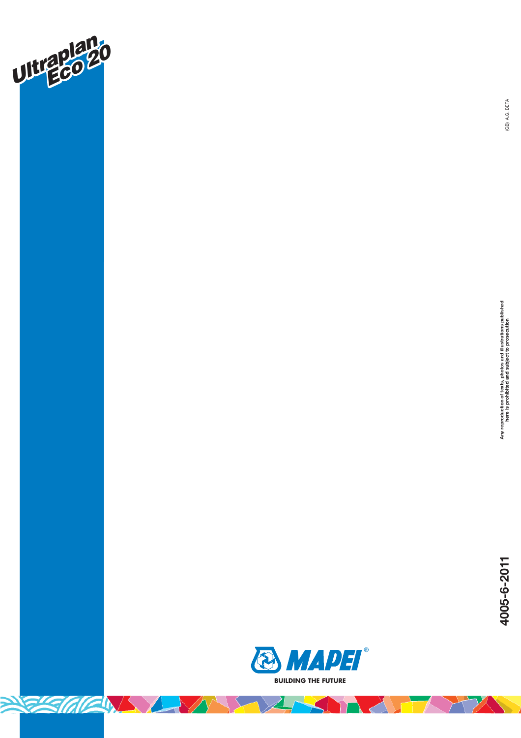Ultraplan Eco 20

(GB) A.G. BETA

Any reproduction of texts, photos and illustrations published here is prohibited and subject to prosecution

4005-6-2011

MAPEI®

BUILDING THE FUTURE